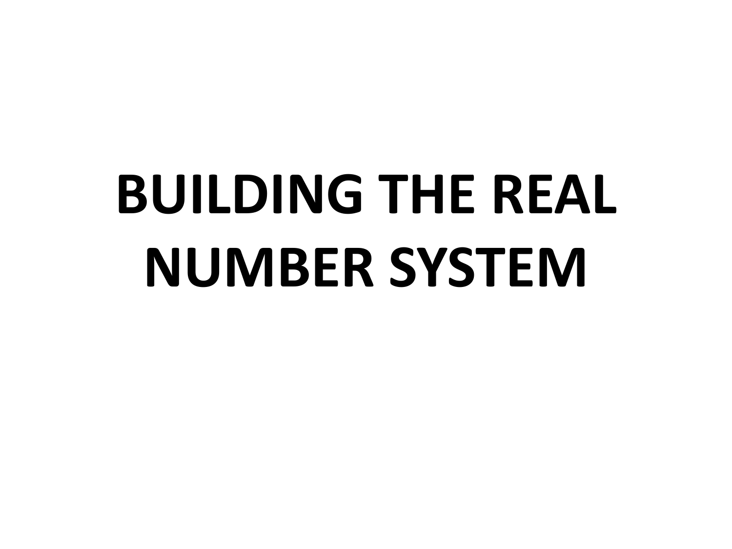# BUILDING THE REAL NUMBER SYSTEM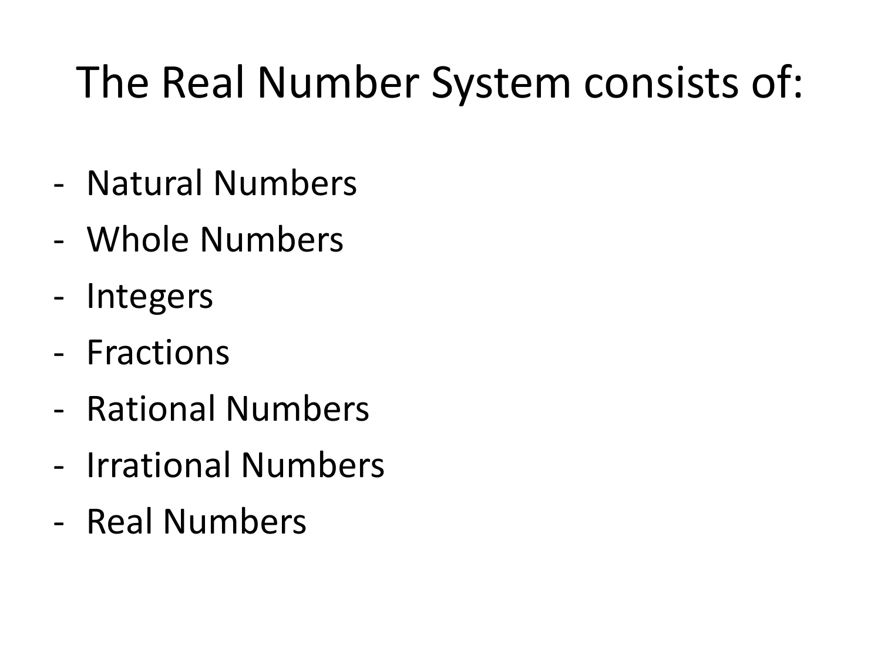# The Real Number System consists of:

- Natural Numbers
- Whole Numbers
- Integers
- Fractions
- Rational Numbers
- Irrational Numbers
- Real Numbers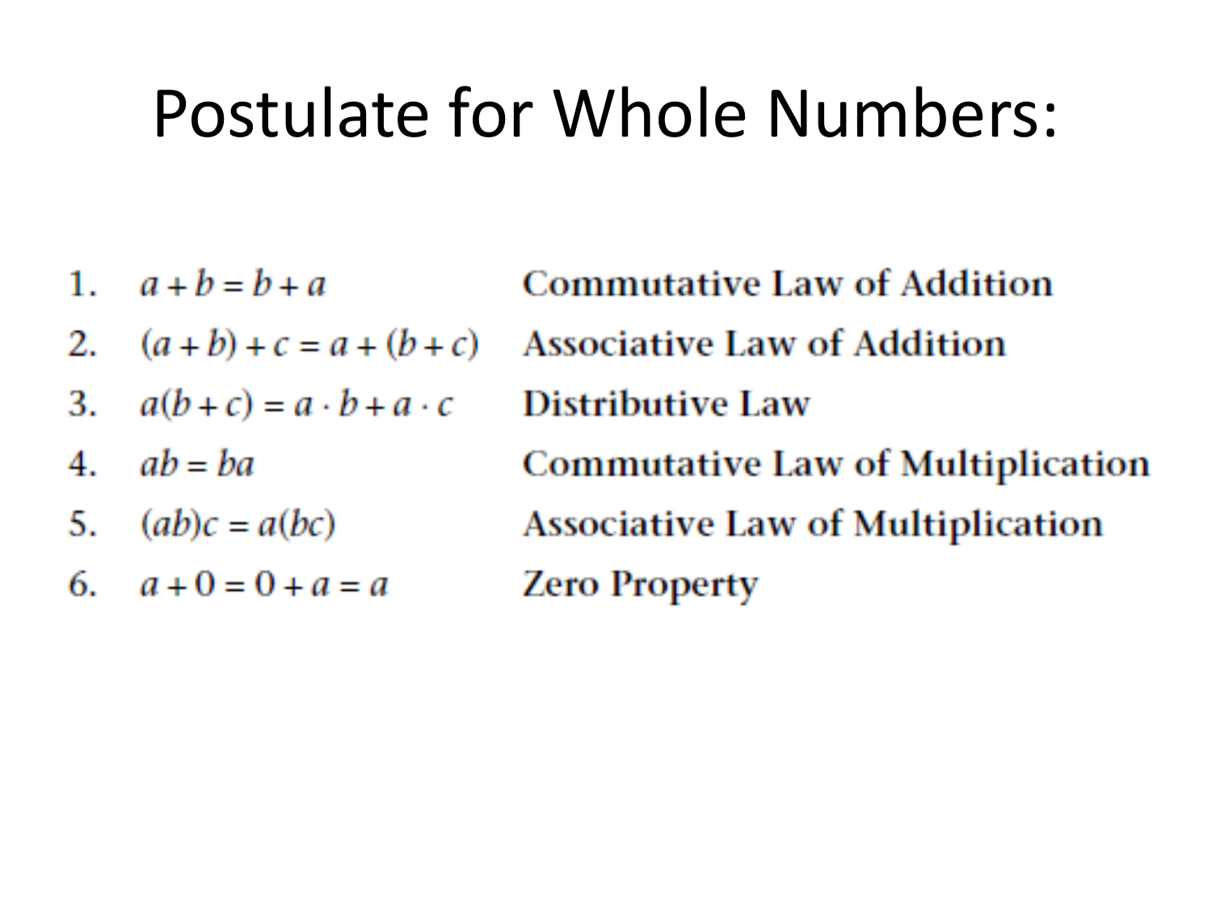# Postulate for Whole Numbers:

| | | |
|---|---|---|
| 1. | $a + b = b + a$ | **Commutative Law of Addition** |
| 2. | $(a + b) + c = a + (b + c)$ | **Associative Law of Addition** |
| 3. | $a(b + c) = a \cdot b + a \cdot c$ | **Distributive Law** |
| 4. | $ab = ba$ | **Commutative Law of Multiplication** |
| 5. | $(ab)c = a(bc)$ | **Associative Law of Multiplication** |
| 6. | $a + 0 = 0 + a = a$ | **Zero Property** |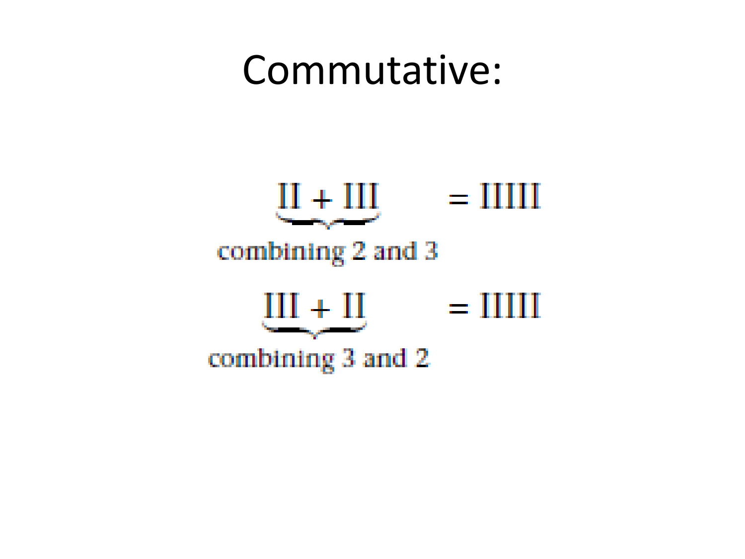# Commutative:

$$\underbrace{\text{II} + \text{III}}_{\text{combining 2 and 3}} = \text{IIIII}$$

$$\underbrace{\text{III} + \text{II}}_{\text{combining 3 and 2}} = \text{IIIII}$$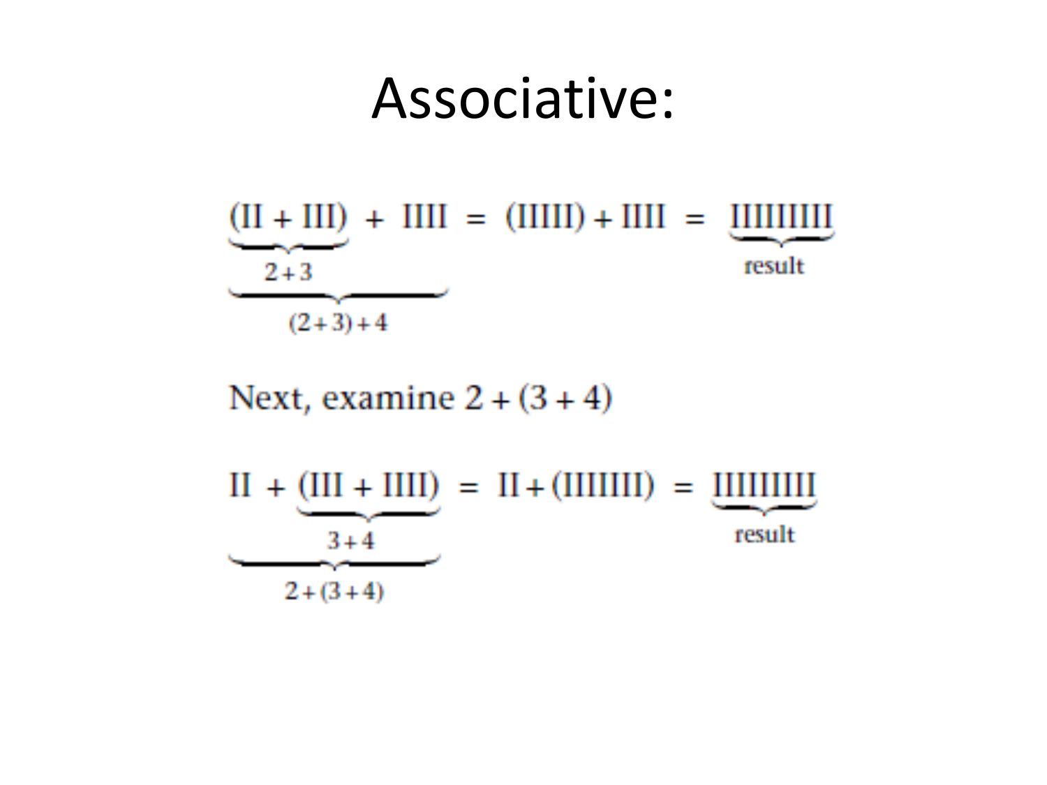# Associative:

$$\underbrace{\underbrace{(\text{II} + \text{III})}_{2+3} + \text{IIII}}_{(2+3)+4} = (\text{IIIII}) + \text{IIII} = \underbrace{\text{IIIIIIIII}}_{\text{result}}$$

Next, examine $2 + (3 + 4)$

$$\underbrace{\text{II} + \underbrace{(\text{III} + \text{IIII})}_{3+4}}_{2+(3+4)} = \text{II} + (\text{IIIIIII}) = \underbrace{\text{IIIIIIIII}}_{\text{result}}$$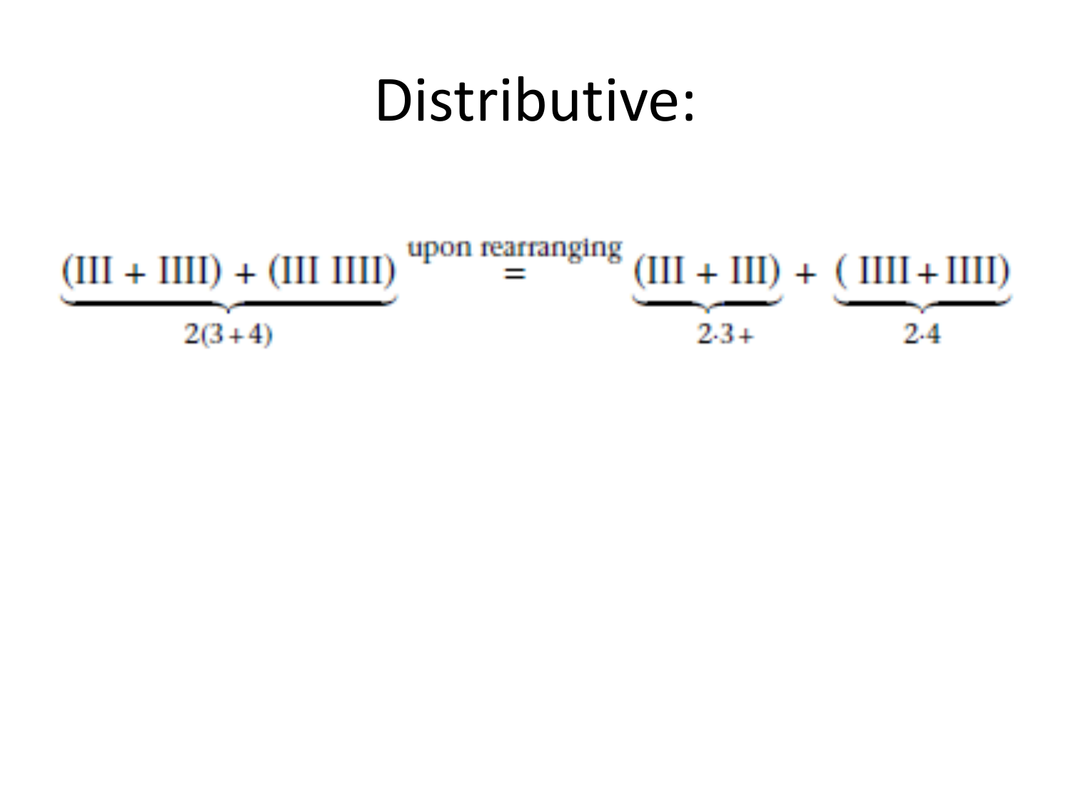# Distributive:

$$\underbrace{(\text{III} + \text{IIII}) + (\text{III IIII})}_{2(3+4)} \overset{\text{upon rearranging}}{=} \underbrace{(\text{III} + \text{III})}_{2\cdot 3+} + \underbrace{(\text{ IIII} + \text{IIII})}_{2\cdot 4}$$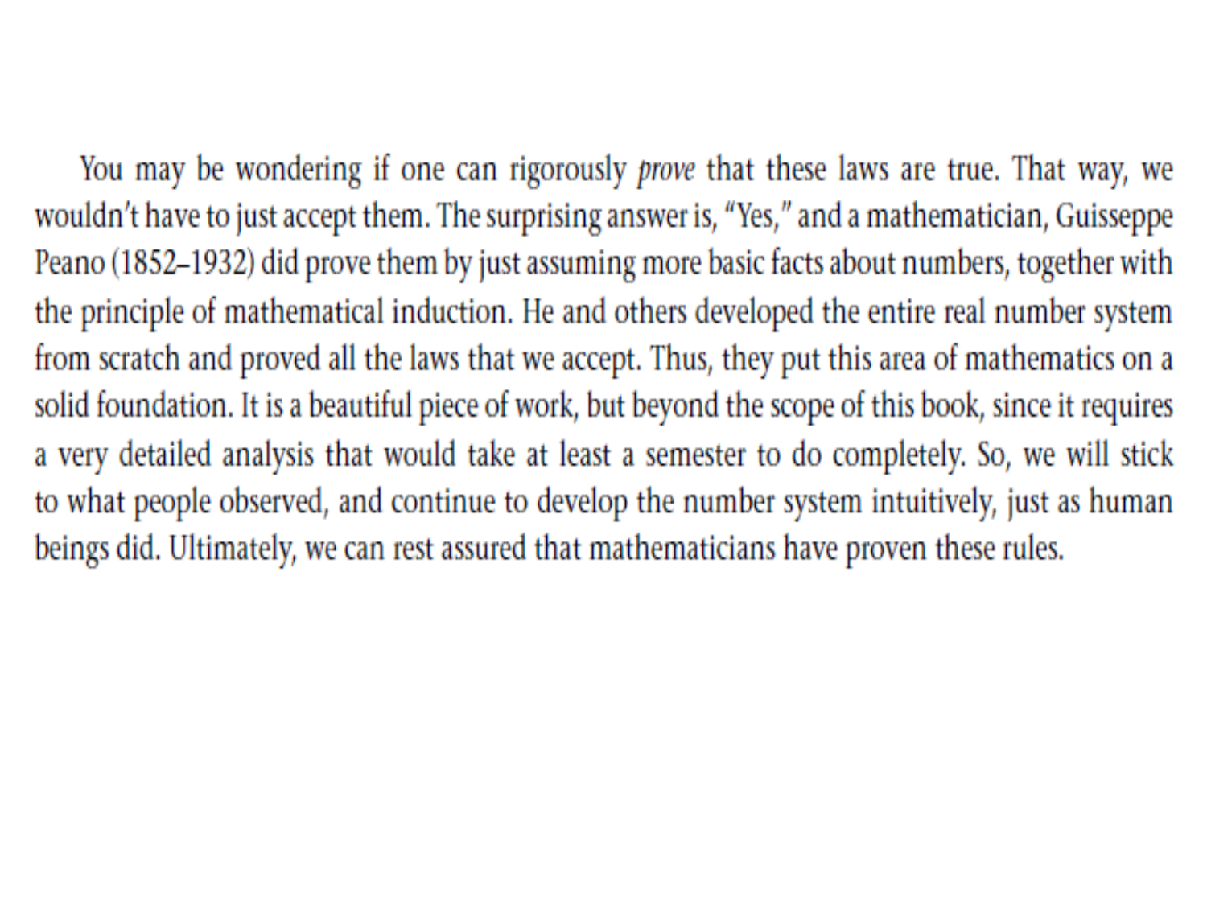You may be wondering if one can rigorously *prove* that these laws are true. That way, we wouldn't have to just accept them. The surprising answer is, "Yes," and a mathematician, Guisseppe Peano (1852–1932) did prove them by just assuming more basic facts about numbers, together with the principle of mathematical induction. He and others developed the entire real number system from scratch and proved all the laws that we accept. Thus, they put this area of mathematics on a solid foundation. It is a beautiful piece of work, but beyond the scope of this book, since it requires a very detailed analysis that would take at least a semester to do completely. So, we will stick to what people observed, and continue to develop the number system intuitively, just as human beings did. Ultimately, we can rest assured that mathematicians have proven these rules.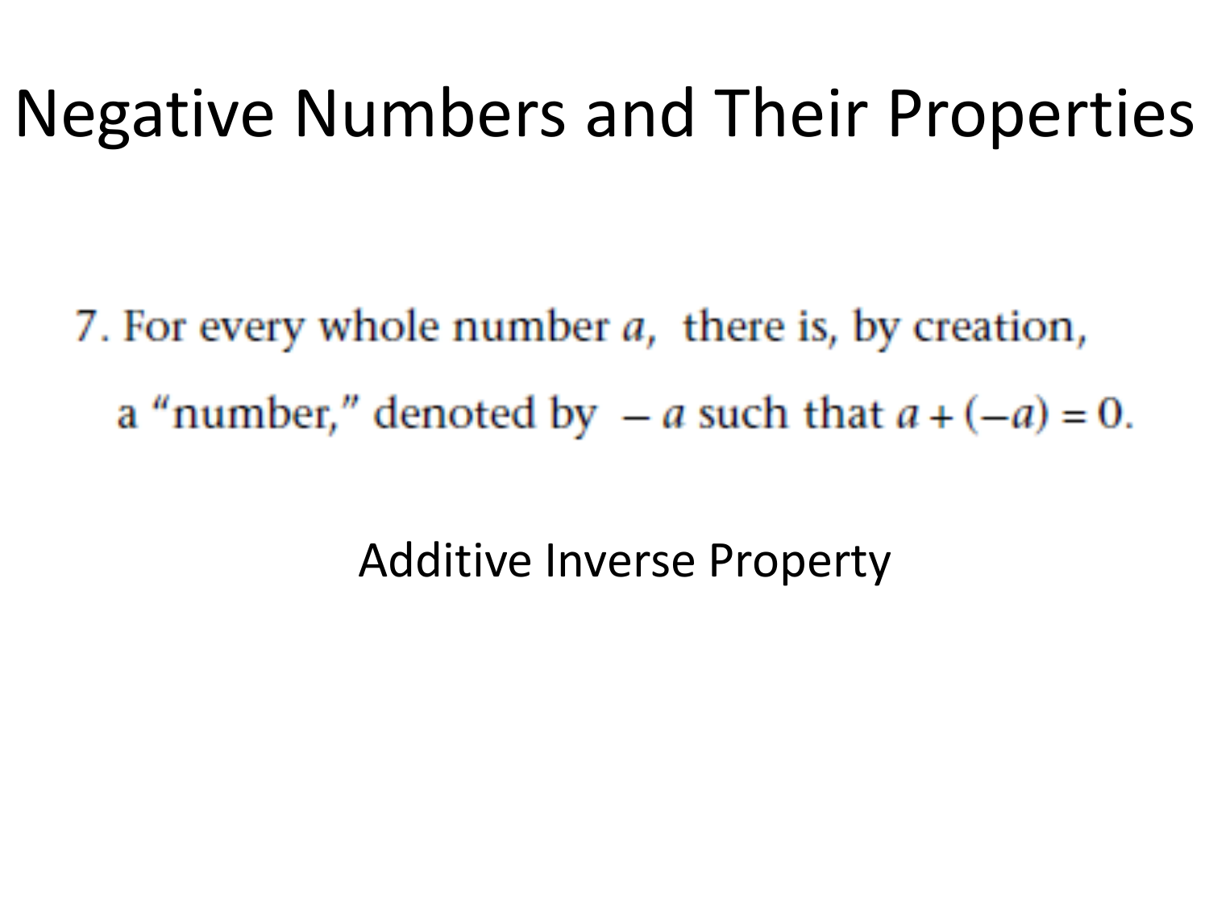# Negative Numbers and Their Properties

7. For every whole number $a$, there is, by creation, a "number," denoted by $-a$ such that $a + (-a) = 0$.

Additive Inverse Property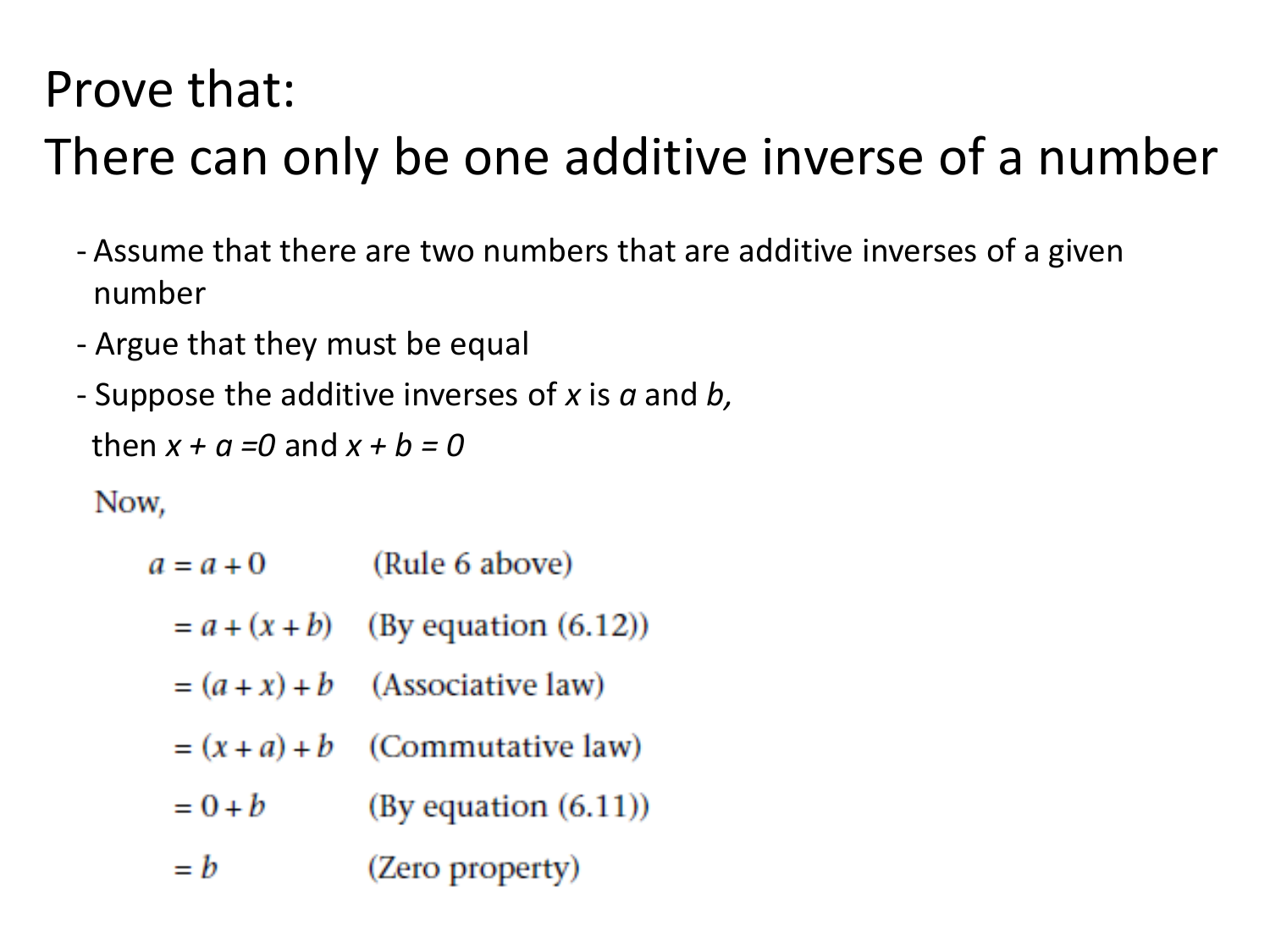# Prove that:
# There can only be one additive inverse of a number

- Assume that there are two numbers that are additive inverses of a given number
- Argue that they must be equal
- Suppose the additive inverses of $x$ is $a$ and $b$, then $x + a = 0$ and $x + b = 0$

Now,

$$
\begin{aligned}
a &= a + 0 && \text{(Rule 6 above)} \\
&= a + (x + b) && \text{(By equation (6.12))} \\
&= (a + x) + b && \text{(Associative law)} \\
&= (x + a) + b && \text{(Commutative law)} \\
&= 0 + b && \text{(By equation (6.11))} \\
&= b && \text{(Zero property)}
\end{aligned}
$$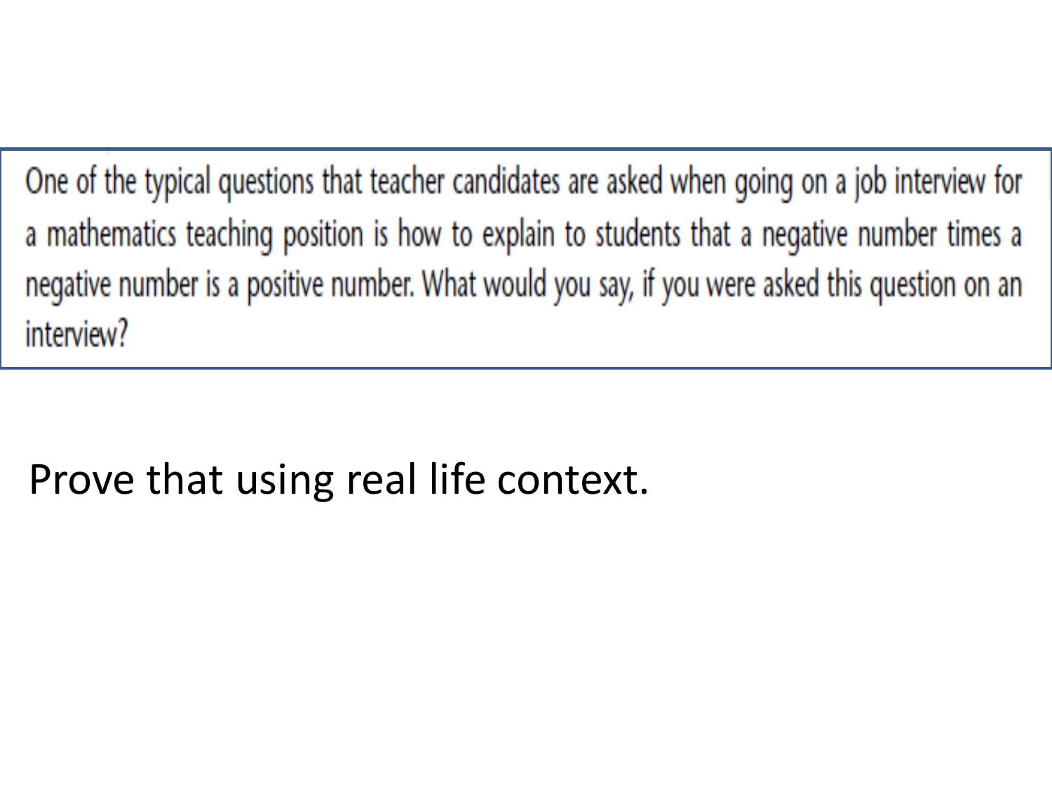One of the typical questions that teacher candidates are asked when going on a job interview for a mathematics teaching position is how to explain to students that a negative number times a negative number is a positive number. What would you say, if you were asked this question on an interview?

Prove that using real life context.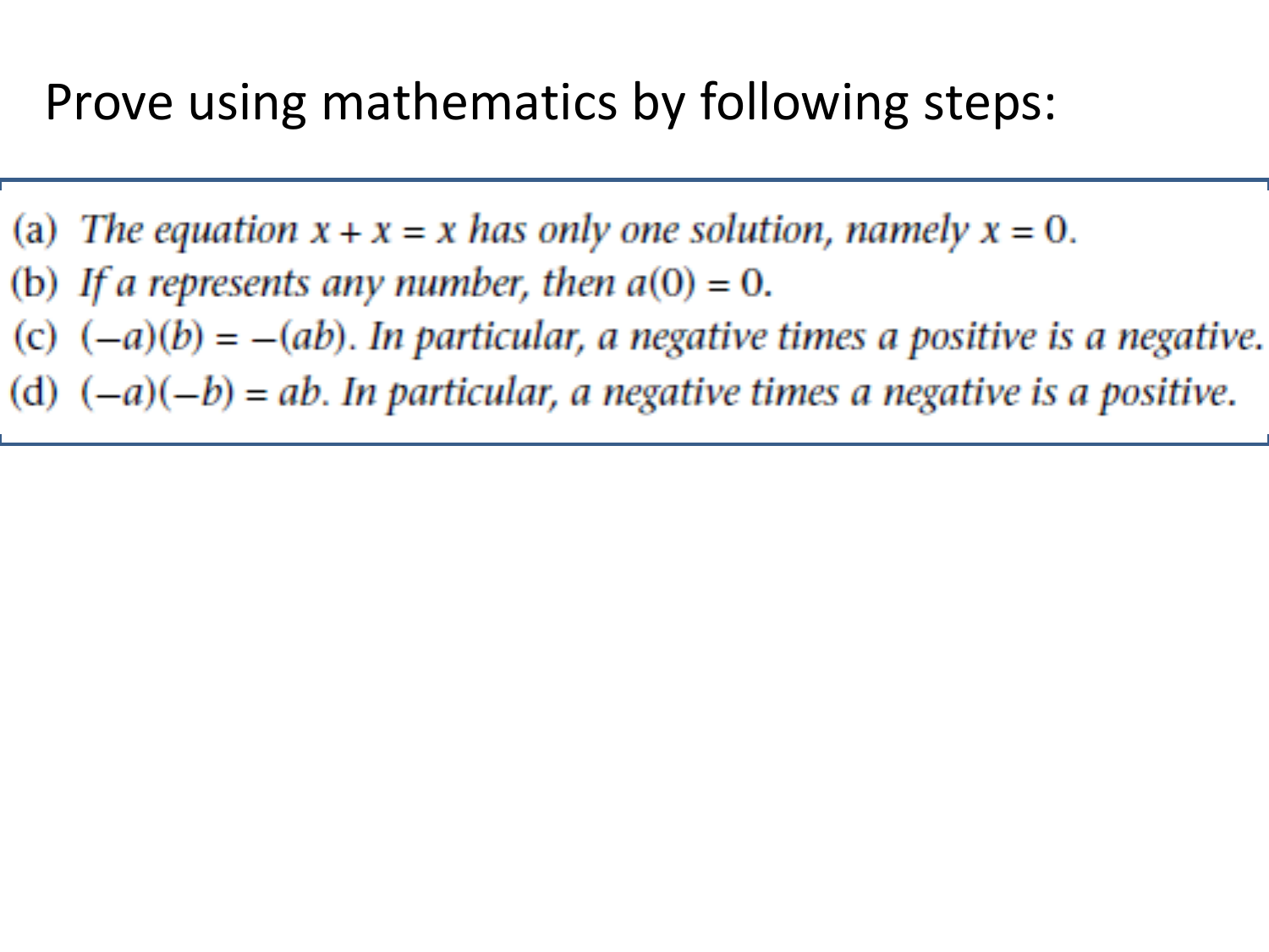# Prove using mathematics by following steps:

(a) *The equation* $x + x = x$ *has only one solution, namely* $x = 0$.

(b) *If* $a$ *represents any number, then* $a(0) = 0$.

(c) $(-a)(b) = -(ab)$. *In particular, a negative times a positive is a negative.*

(d) $(-a)(-b) = ab$. *In particular, a negative times a negative is a positive.*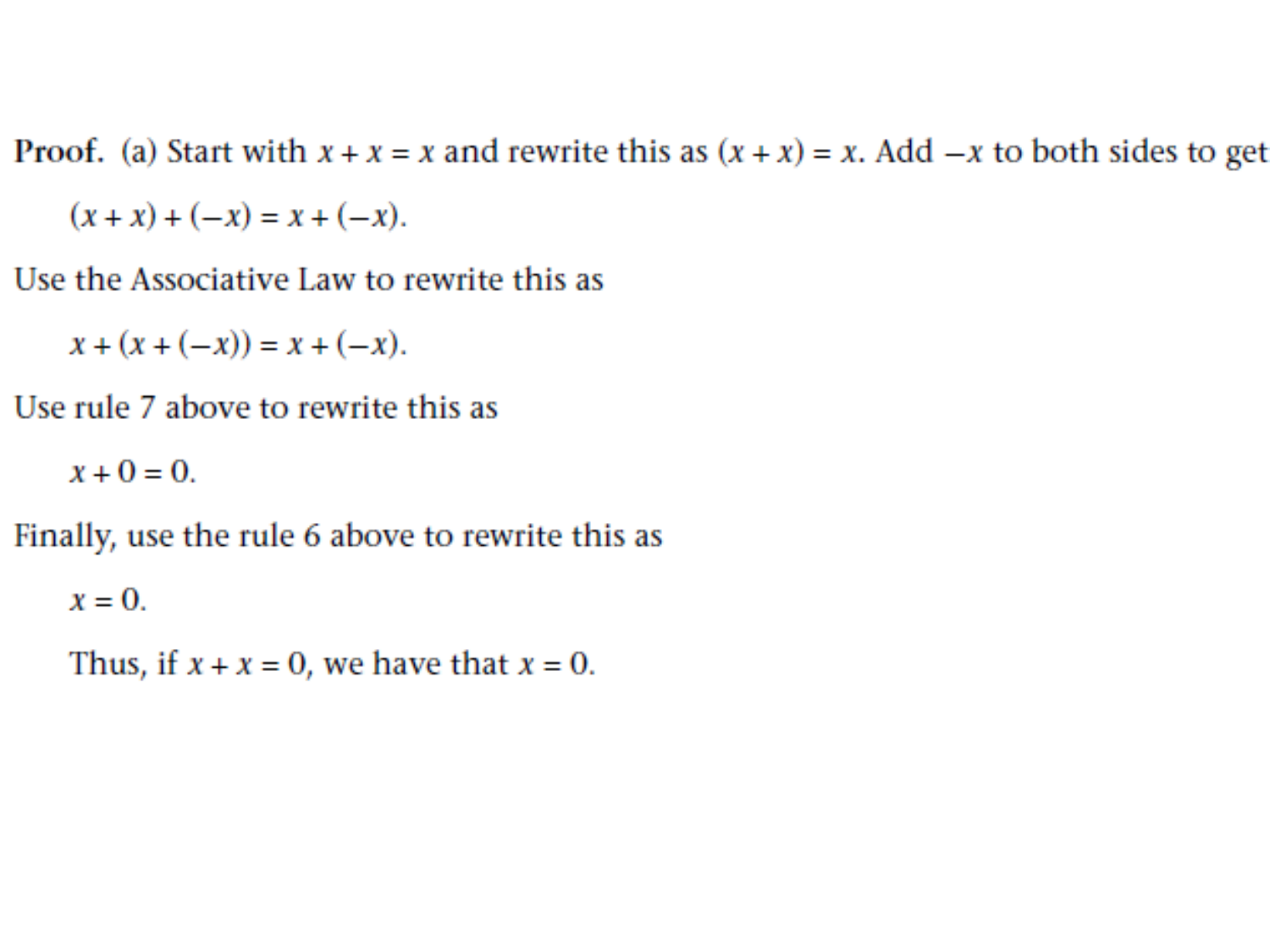**Proof.** (a) Start with $x + x = x$ and rewrite this as $(x + x) = x$. Add $-x$ to both sides to get

$$(x + x) + (-x) = x + (-x).$$

Use the Associative Law to rewrite this as

$$x + (x + (-x)) = x + (-x).$$

Use rule 7 above to rewrite this as

$$x + 0 = 0.$$

Finally, use the rule 6 above to rewrite this as

$$x = 0.$$

Thus, if $x + x = 0$, we have that $x = 0$.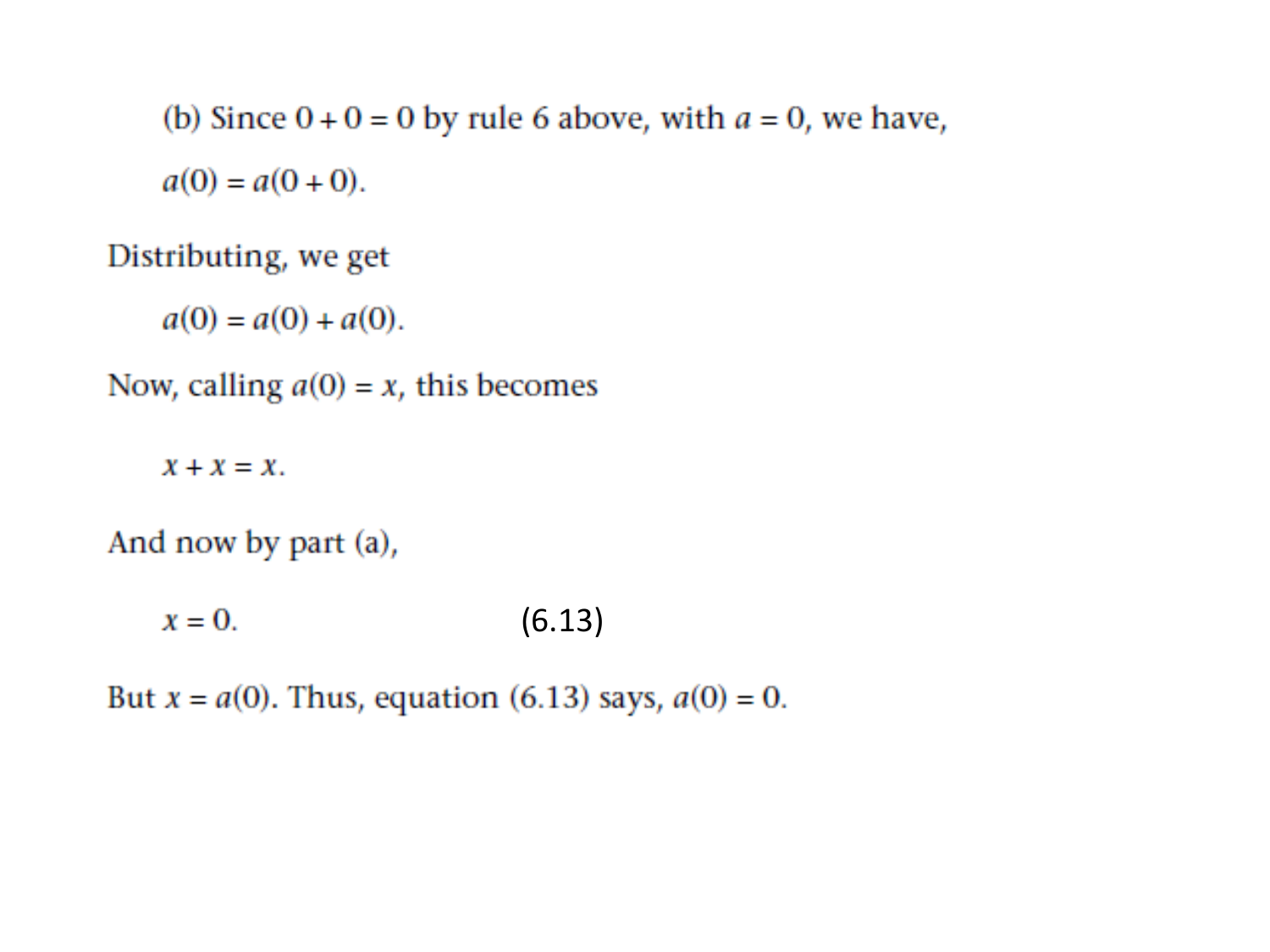(b) Since $0 + 0 = 0$ by rule 6 above, with $a = 0$, we have,

$$a(0) = a(0 + 0).$$

Distributing, we get

$$a(0) = a(0) + a(0).$$

Now, calling $a(0) = x$, this becomes

$$x + x = x.$$

And now by part (a),

$$x = 0. \qquad (6.13)$$

But $x = a(0)$. Thus, equation (6.13) says, $a(0) = 0$.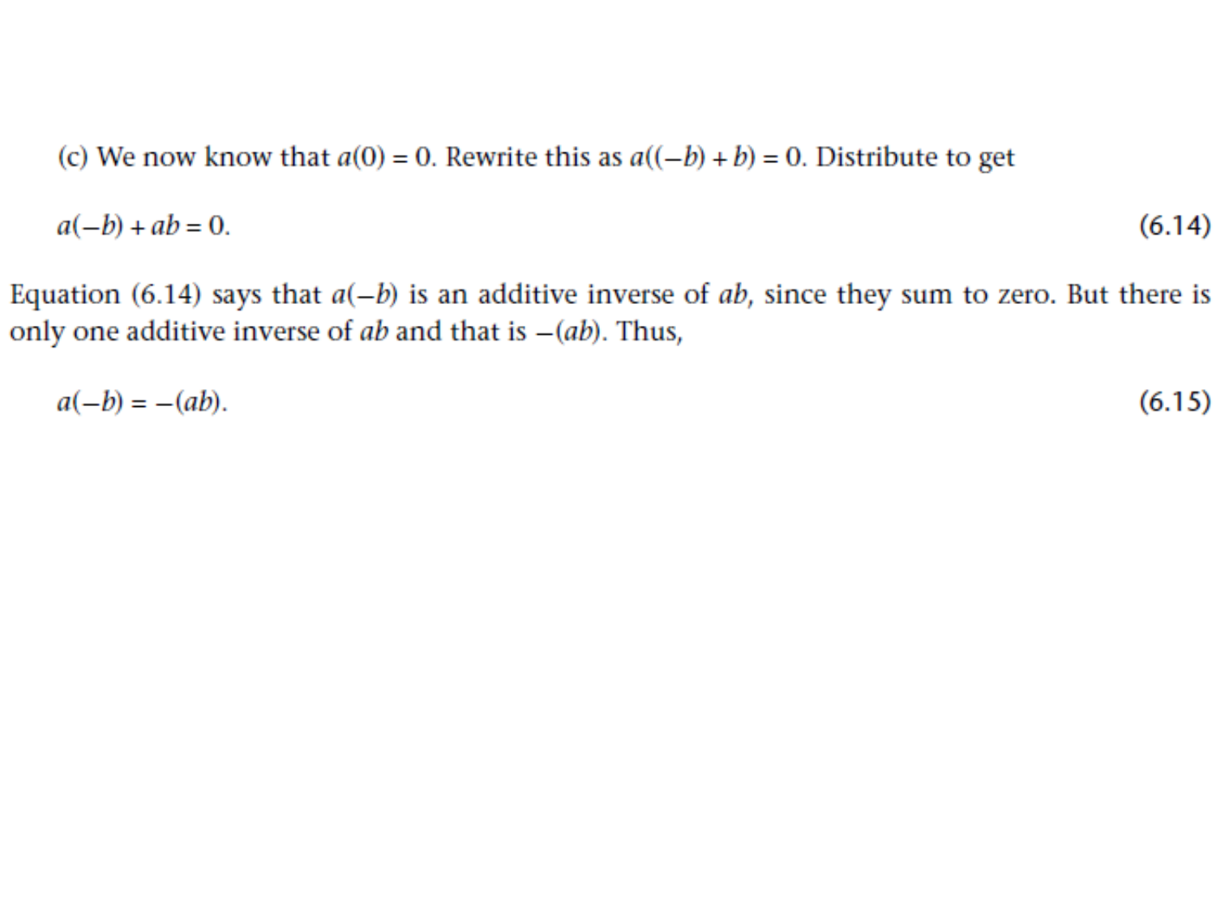(c) We now know that $a(0) = 0$. Rewrite this as $a((-b) + b) = 0$. Distribute to get

$$a(-b) + ab = 0. \tag{6.14}$$

Equation (6.14) says that $a(-b)$ is an additive inverse of $ab$, since they sum to zero. But there is only one additive inverse of $ab$ and that is $-(ab)$. Thus,

$$a(-b) = -(ab). \tag{6.15}$$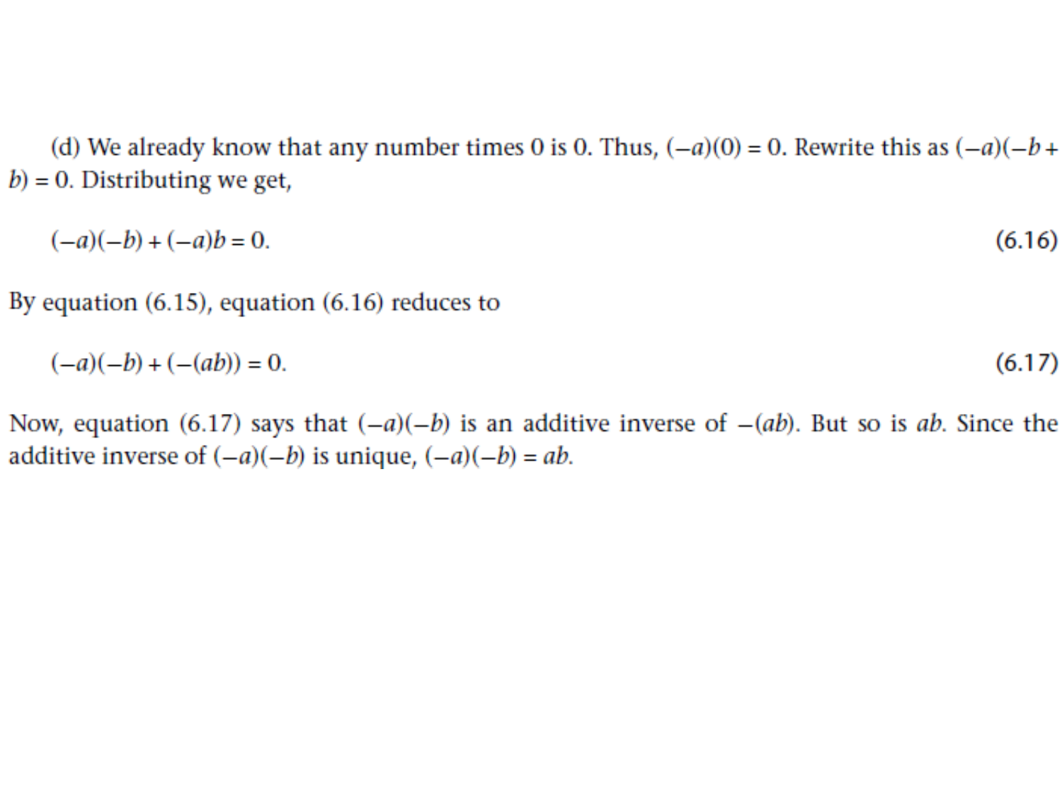(d) We already know that any number times 0 is 0. Thus, $(-a)(0) = 0$. Rewrite this as $(-a)(-b + b) = 0$. Distributing we get,

$$(-a)(-b) + (-a)b = 0. \tag{6.16}$$

By equation (6.15), equation (6.16) reduces to

$$(-a)(-b) + (-(ab)) = 0. \tag{6.17}$$

Now, equation (6.17) says that $(-a)(-b)$ is an additive inverse of $-(ab)$. But so is $ab$. Since the additive inverse of $(-a)(-b)$ is unique, $(-a)(-b) = ab$.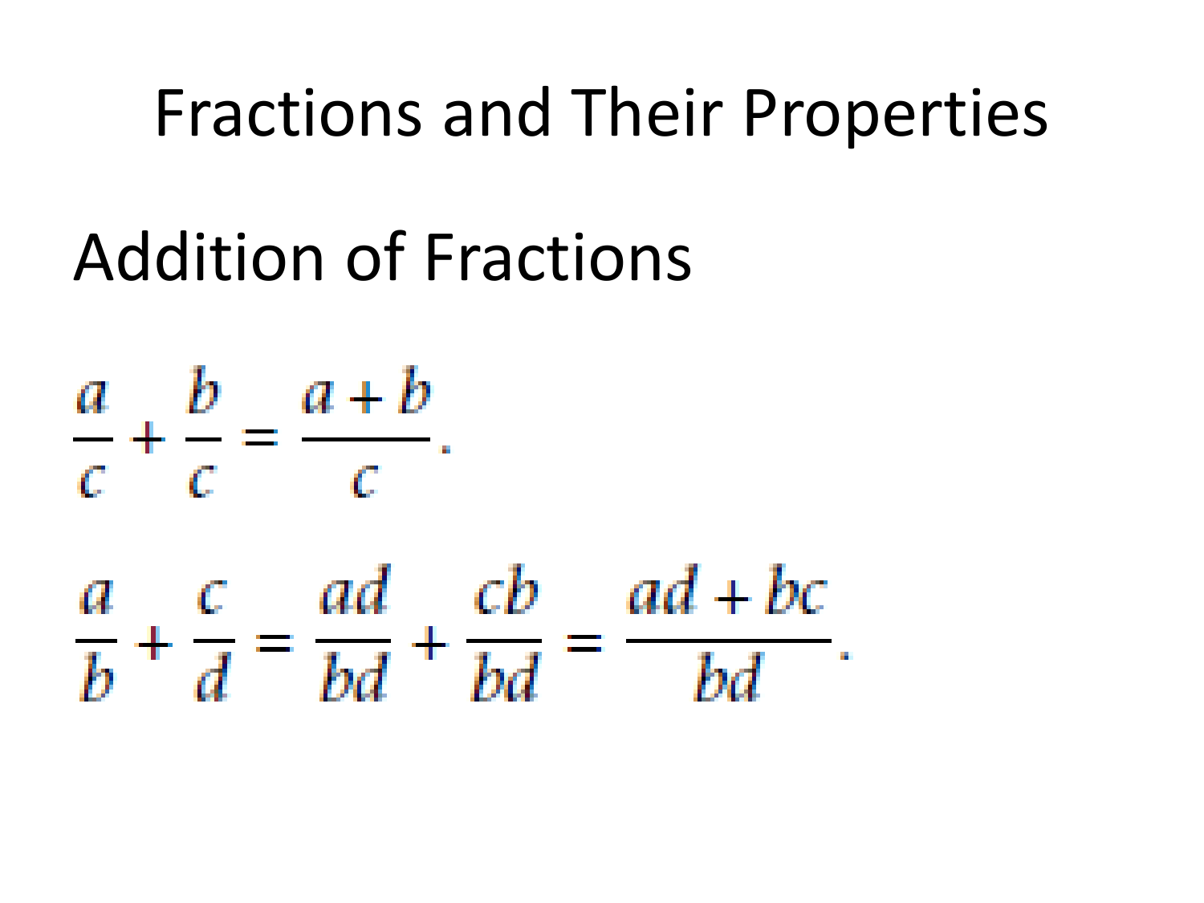# Fractions and Their Properties

## Addition of Fractions

$$\frac{a}{c} + \frac{b}{c} = \frac{a+b}{c}.$$

$$\frac{a}{b} + \frac{c}{d} = \frac{ad}{bd} + \frac{cb}{bd} = \frac{ad+bc}{bd}.$$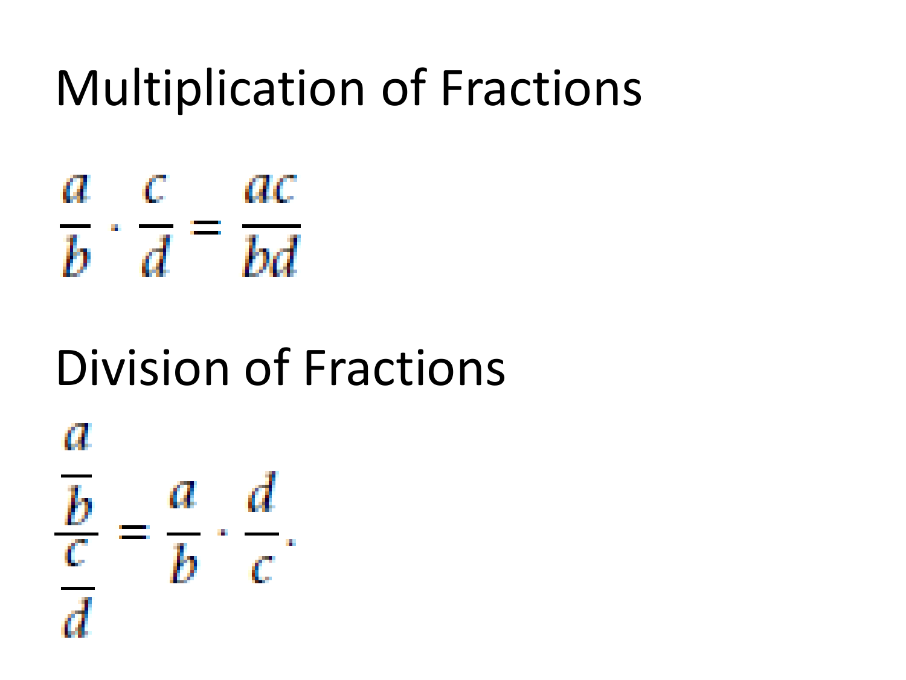# Multiplication of Fractions

$$\frac{a}{b} \cdot \frac{c}{d} = \frac{ac}{bd}$$

# Division of Fractions

$$\frac{\frac{a}{b}}{\frac{c}{d}} = \frac{a}{b} \cdot \frac{d}{c}.$$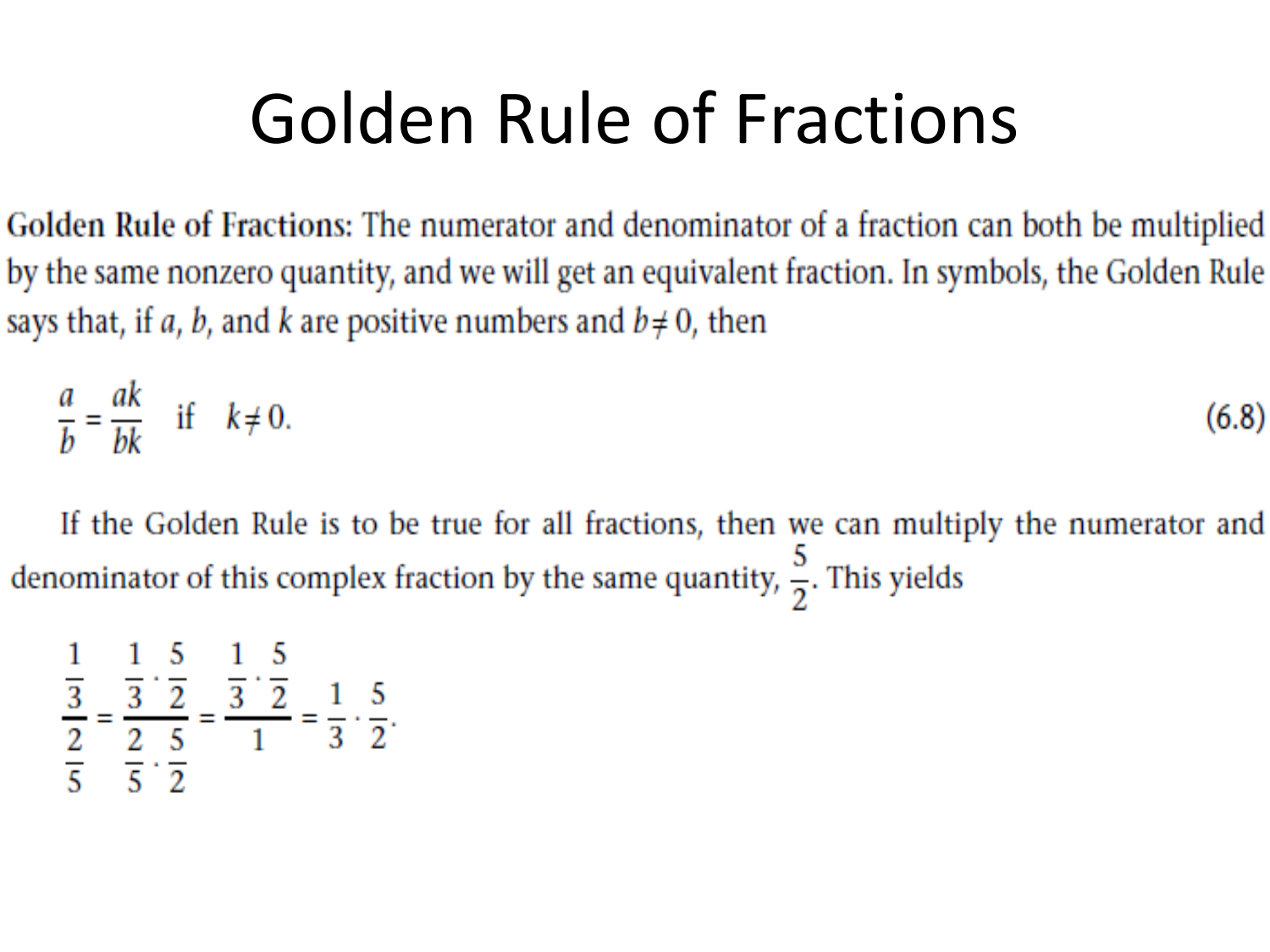# Golden Rule of Fractions

**Golden Rule of Fractions:** The numerator and denominator of a fraction can both be multiplied by the same nonzero quantity, and we will get an equivalent fraction. In symbols, the Golden Rule says that, if $a$, $b$, and $k$ are positive numbers and $b \neq 0$, then

$$\frac{a}{b} = \frac{ak}{bk} \quad \text{if} \quad k \neq 0. \tag{6.8}$$

If the Golden Rule is to be true for all fractions, then we can multiply the numerator and denominator of this complex fraction by the same quantity, $\frac{5}{2}$. This yields

$$\frac{\frac{1}{3}}{\frac{2}{5}} = \frac{\frac{1}{3} \cdot \frac{5}{2}}{\frac{2}{5} \cdot \frac{5}{2}} = \frac{\frac{1}{3} \cdot \frac{5}{2}}{1} = \frac{1}{3} \cdot \frac{5}{2}.$$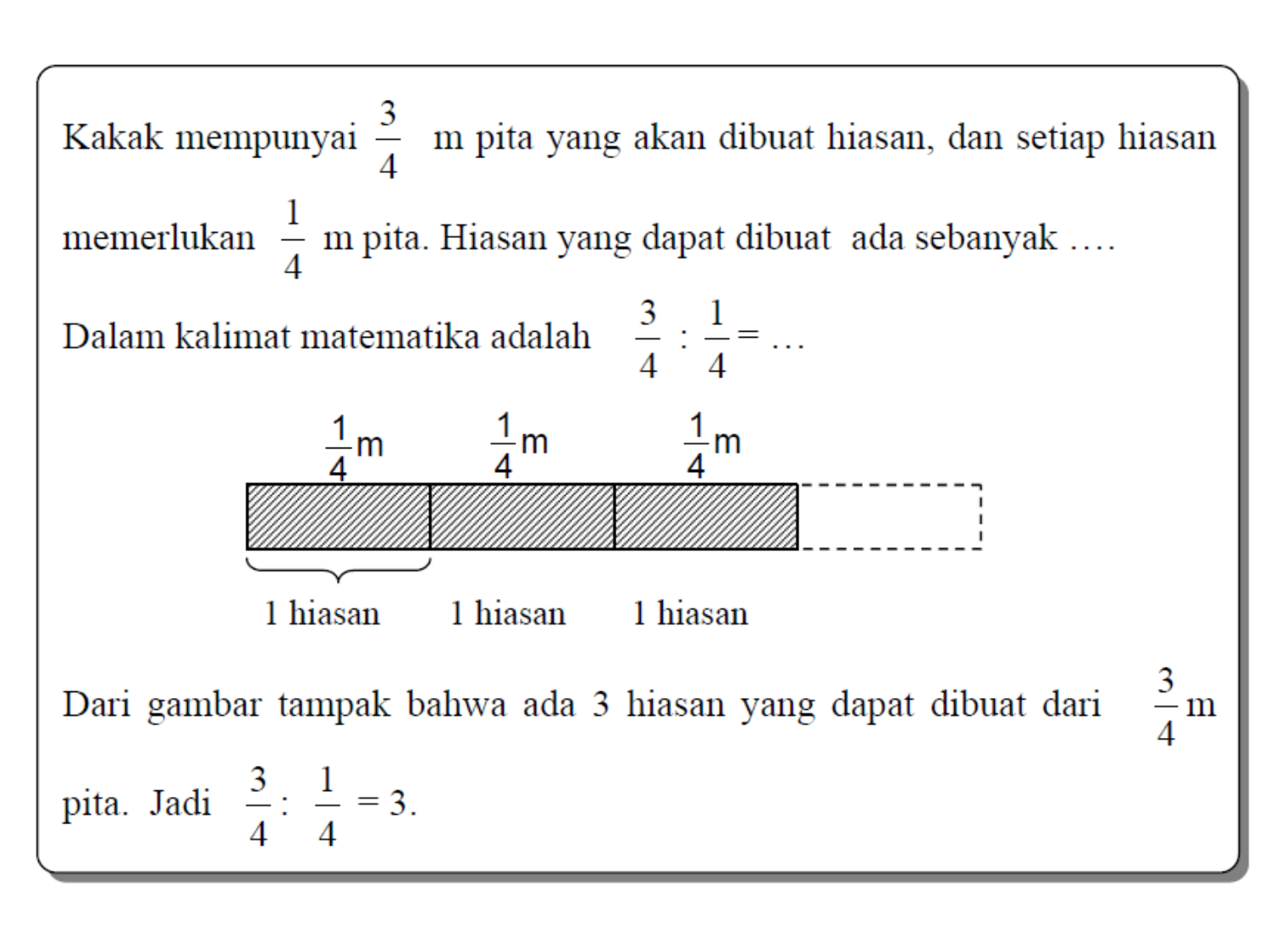Kakak mempunyai $\frac{3}{4}$ m pita yang akan dibuat hiasan, dan setiap hiasan memerlukan $\frac{1}{4}$ m pita. Hiasan yang dapat dibuat ada sebanyak ….

Dalam kalimat matematika adalah $\frac{3}{4} : \frac{1}{4} = \ldots$

$\frac{1}{4}$m $\frac{1}{4}$m $\frac{1}{4}$m

1 hiasan 1 hiasan 1 hiasan

Dari gambar tampak bahwa ada 3 hiasan yang dapat dibuat dari $\frac{3}{4}$ m pita. Jadi $\frac{3}{4} : \frac{1}{4} = 3$.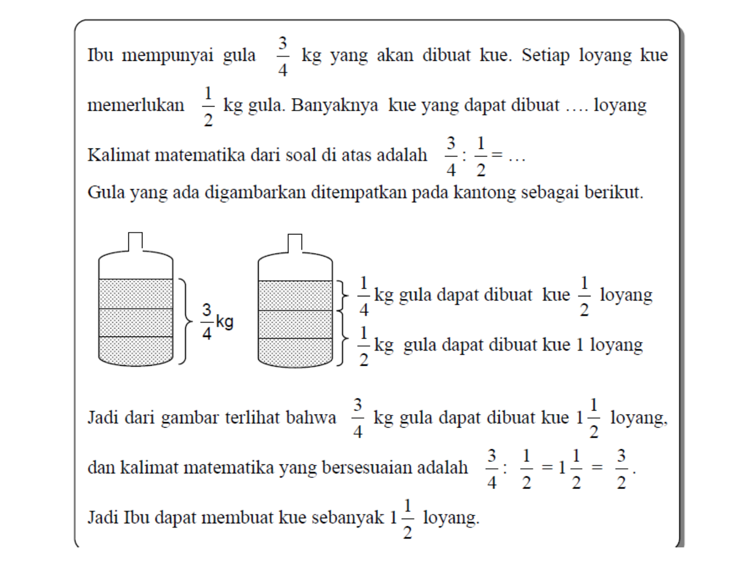Ibu mempunyai gula $\frac{3}{4}$ kg yang akan dibuat kue. Setiap loyang kue memerlukan $\frac{1}{2}$ kg gula. Banyaknya kue yang dapat dibuat …. loyang

Kalimat matematika dari soal di atas adalah $\frac{3}{4} : \frac{1}{2} = \ldots$

Gula yang ada digambarkan ditempatkan pada kantong sebagai berikut.

$\frac{3}{4}$ kg

$\frac{1}{4}$ kg gula dapat dibuat kue $\frac{1}{2}$ loyang

$\frac{1}{2}$ kg gula dapat dibuat kue 1 loyang

Jadi dari gambar terlihat bahwa $\frac{3}{4}$ kg gula dapat dibuat kue $1\frac{1}{2}$ loyang, dan kalimat matematika yang bersesuaian adalah $\frac{3}{4} : \frac{1}{2} = 1\frac{1}{2} = \frac{3}{2}$.

Jadi Ibu dapat membuat kue sebanyak $1\frac{1}{2}$ loyang.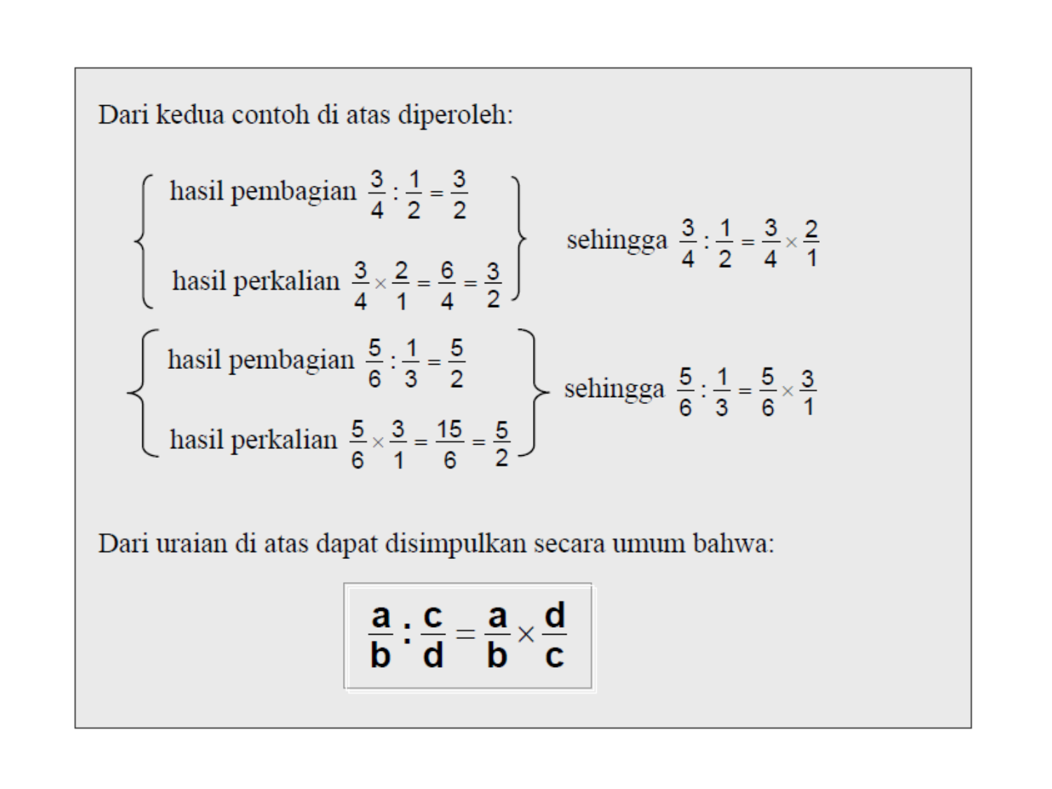Dari kedua contoh di atas diperoleh:

$$\left.\begin{array}{l} \text{hasil pembagian } \frac{3}{4} : \frac{1}{2} = \frac{3}{2} \\ \\ \text{hasil perkalian } \frac{3}{4} \times \frac{2}{1} = \frac{6}{4} = \frac{3}{2} \end{array}\right\} \text{ sehingga } \frac{3}{4} : \frac{1}{2} = \frac{3}{4} \times \frac{2}{1}$$

$$\left.\begin{array}{l} \text{hasil pembagian } \frac{5}{6} : \frac{1}{3} = \frac{5}{2} \\ \\ \text{hasil perkalian } \frac{5}{6} \times \frac{3}{1} = \frac{15}{6} = \frac{5}{2} \end{array}\right\} \text{ sehingga } \frac{5}{6} : \frac{1}{3} = \frac{5}{6} \times \frac{3}{1}$$

Dari uraian di atas dapat disimpulkan secara umum bahwa:

$$\boxed{\frac{a}{b} : \frac{c}{d} = \frac{a}{b} \times \frac{d}{c}}$$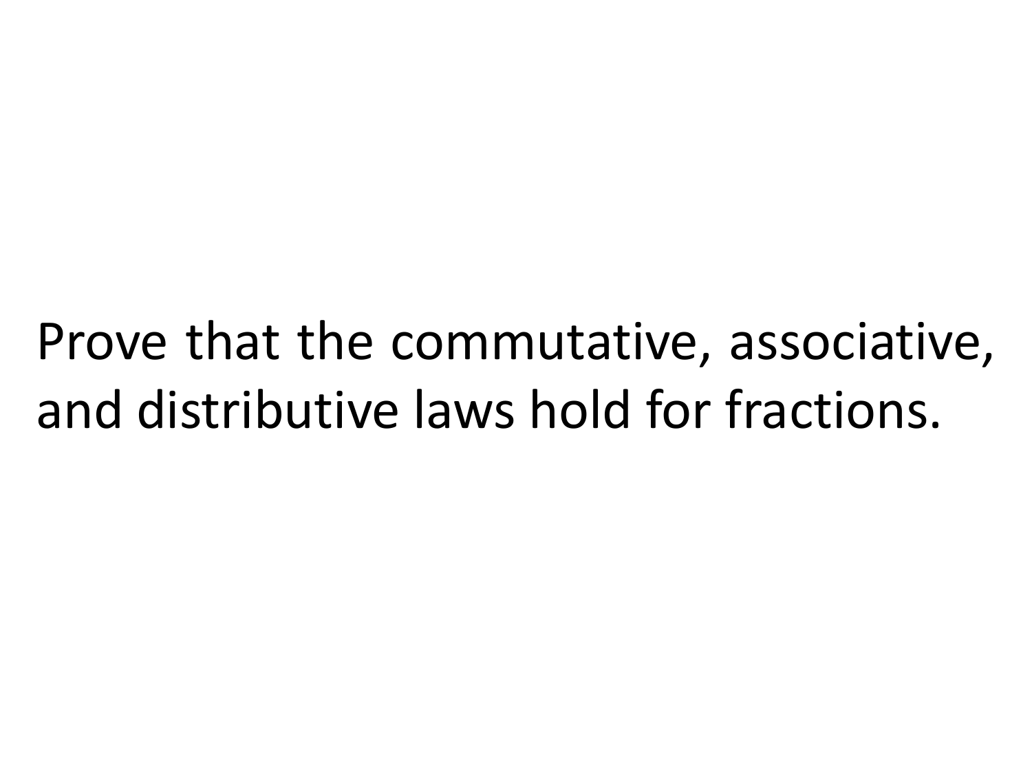Prove that the commutative, associative, and distributive laws hold for fractions.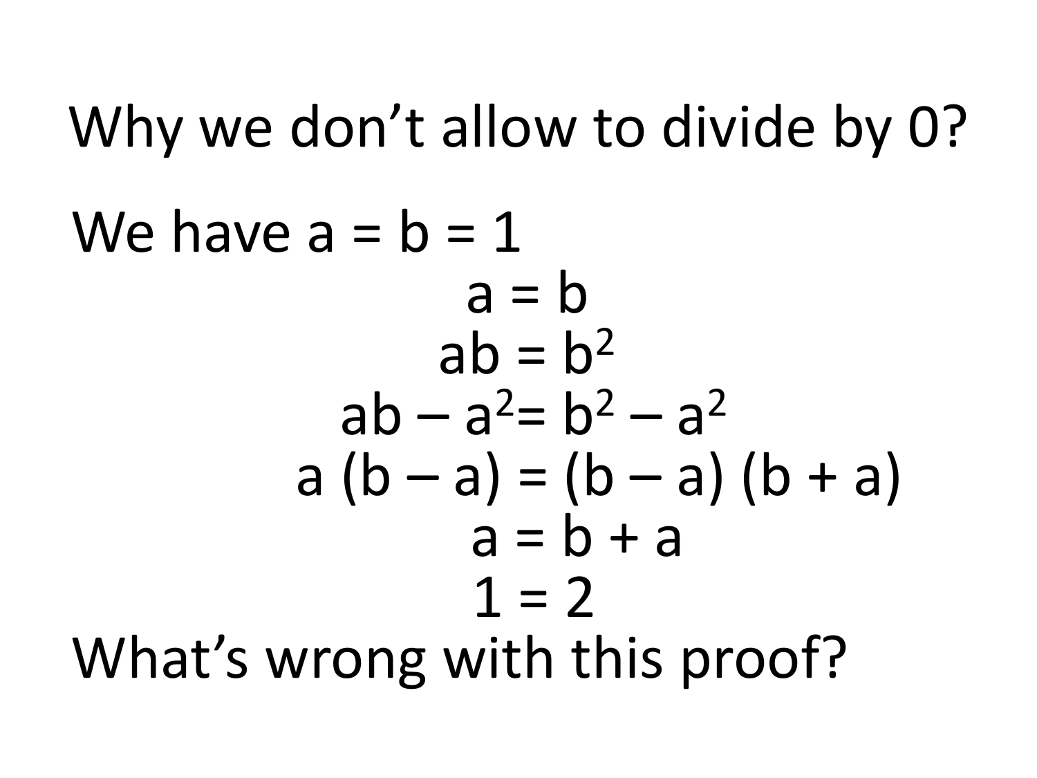# Why we don't allow to divide by 0?

We have $a = b = 1$

$$a = b$$

$$ab = b^2$$

$$ab - a^2 = b^2 - a^2$$

$$a(b - a) = (b - a)(b + a)$$

$$a = b + a$$

$$1 = 2$$

What's wrong with this proof?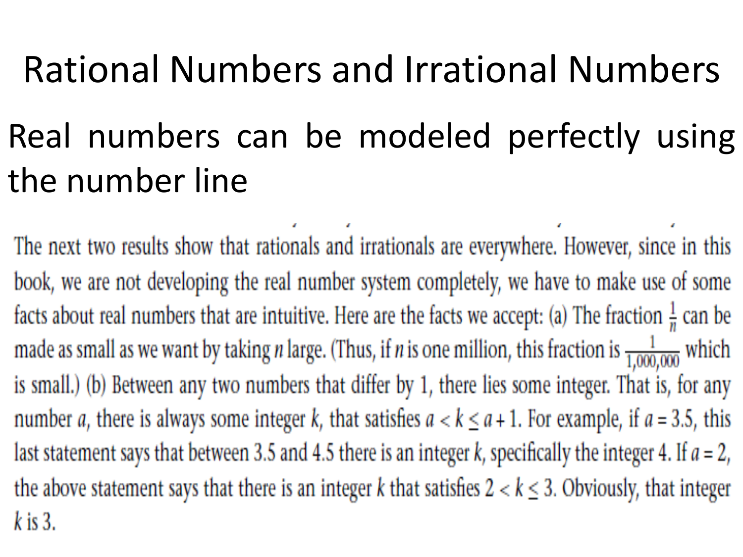# Rational Numbers and Irrational Numbers

Real numbers can be modeled perfectly using the number line

The next two results show that rationals and irrationals are everywhere. However, since in this book, we are not developing the real number system completely, we have to make use of some facts about real numbers that are intuitive. Here are the facts we accept: (a) The fraction $\frac{1}{n}$ can be made as small as we want by taking $n$ large. (Thus, if $n$ is one million, this fraction is $\frac{1}{1{,}000{,}000}$ which is small.) (b) Between any two numbers that differ by 1, there lies some integer. That is, for any number $a$, there is always some integer $k$, that satisfies $a < k \leq a + 1$. For example, if $a = 3.5$, this last statement says that between 3.5 and 4.5 there is an integer $k$, specifically the integer 4. If $a = 2$, the above statement says that there is an integer $k$ that satisfies $2 < k \leq 3$. Obviously, that integer $k$ is 3.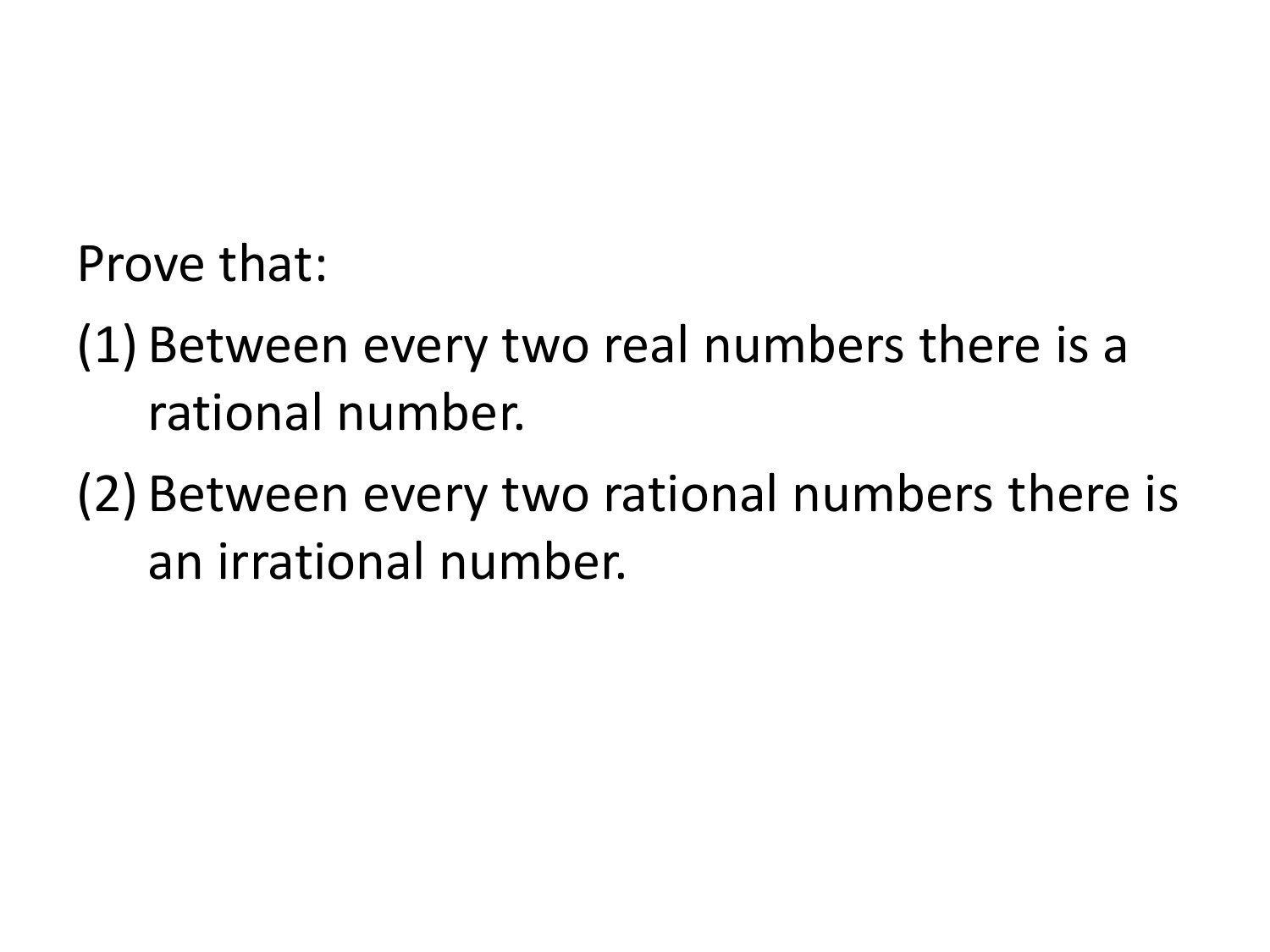Prove that:

1. Between every two real numbers there is a rational number.
2. Between every two rational numbers there is an irrational number.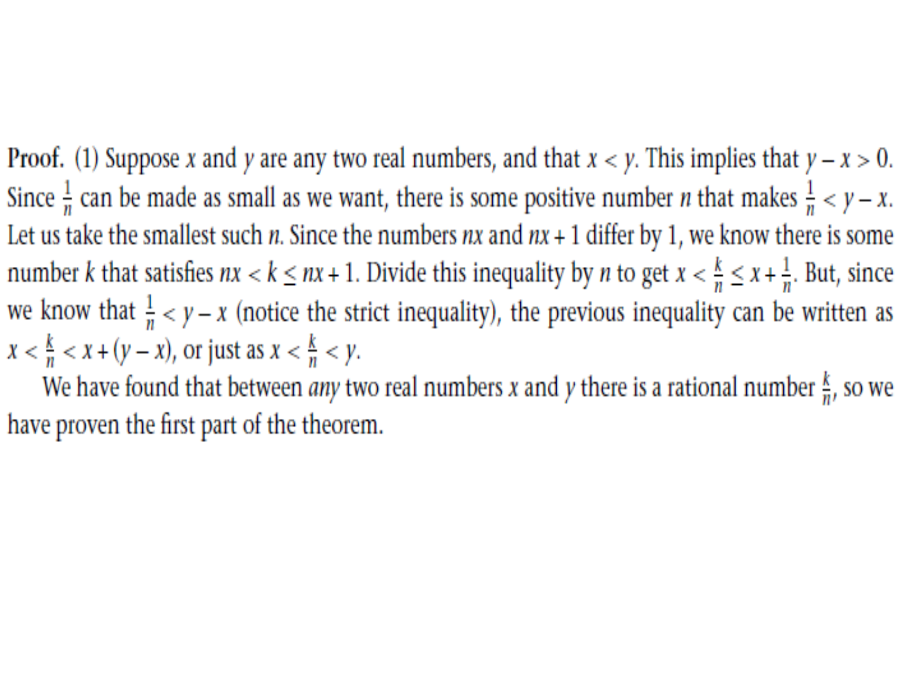**Proof.** (1) Suppose $x$ and $y$ are any two real numbers, and that $x < y$. This implies that $y - x > 0$. Since $\frac{1}{n}$ can be made as small as we want, there is some positive number $n$ that makes $\frac{1}{n} < y - x$. Let us take the smallest such $n$. Since the numbers $nx$ and $nx + 1$ differ by 1, we know there is some number $k$ that satisfies $nx < k \leq nx + 1$. Divide this inequality by $n$ to get $x < \frac{k}{n} \leq x + \frac{1}{n}$. But, since we know that $\frac{1}{n} < y - x$ (notice the strict inequality), the previous inequality can be written as $x < \frac{k}{n} < x + (y - x)$, or just as $x < \frac{k}{n} < y$.

We have found that between *any* two real numbers $x$ and $y$ there is a rational number $\frac{k}{n}$, so we have proven the first part of the theorem.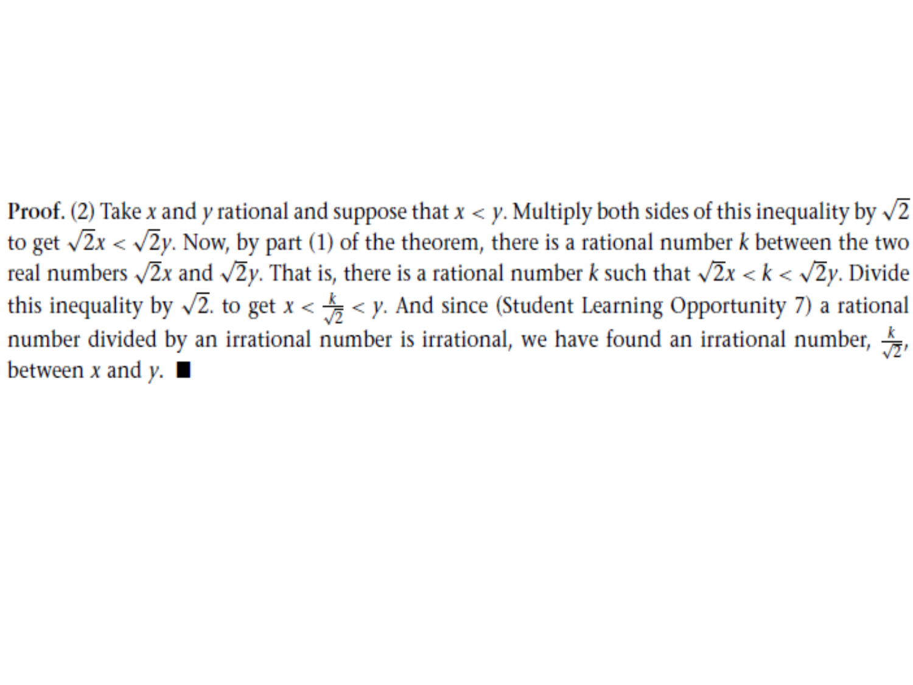**Proof.** (2) Take $x$ and $y$ rational and suppose that $x < y$. Multiply both sides of this inequality by $\sqrt{2}$ to get $\sqrt{2}x < \sqrt{2}y$. Now, by part (1) of the theorem, there is a rational number $k$ between the two real numbers $\sqrt{2}x$ and $\sqrt{2}y$. That is, there is a rational number $k$ such that $\sqrt{2}x < k < \sqrt{2}y$. Divide this inequality by $\sqrt{2}$. to get $x < \frac{k}{\sqrt{2}} < y$. And since (Student Learning Opportunity 7) a rational number divided by an irrational number is irrational, we have found an irrational number, $\frac{k}{\sqrt{2}}$, between $x$ and $y$. ■